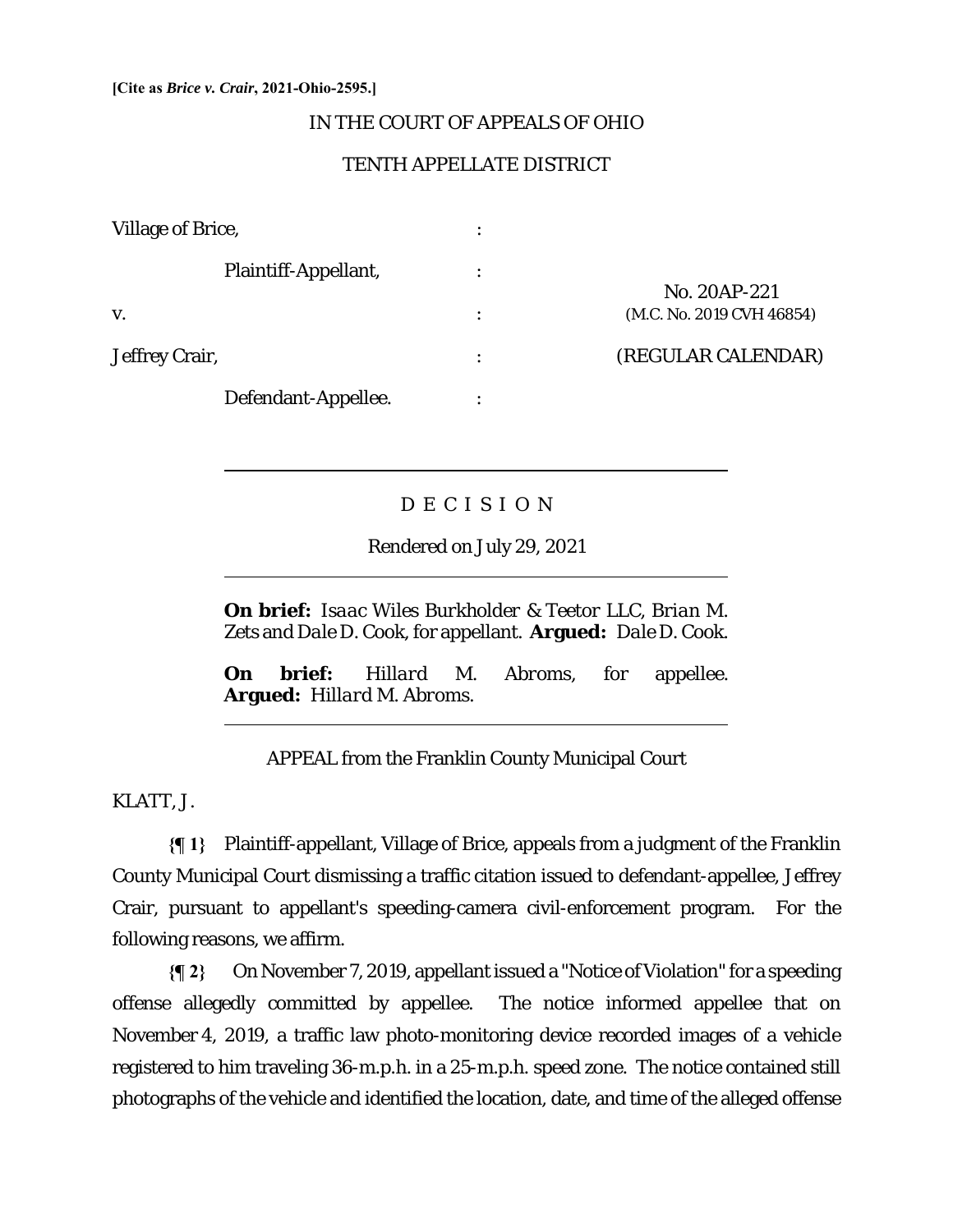**[Cite as *Brice v. Crair*, 2021-Ohio-2595.]**

IN THE COURT OF APPEALS OF OHIO

TENTH APPELLATE DISTRICT

| | | |
|---|---|---|
| Village of Brice, | : | |
| Plaintiff-Appellant, | : | |
| | | No. 20AP-221 |
| v. | : | (M.C. No. 2019 CVH 46854) |
| Jeffrey Crair, | : | (REGULAR CALENDAR) |
| Defendant-Appellee. | : | |

---

D E C I S I O N

Rendered on July 29, 2021

---

**On brief:** *Isaac Wiles Burkholder & Teetor LLC, Brian M. Zets* and *Dale D. Cook*, for appellant. **Argued:** *Dale D. Cook.*

**On brief:** *Hillard M. Abroms*, for appellee. **Argued:** *Hillard M. Abroms.*

---

APPEAL from the Franklin County Municipal Court

KLATT, J.

**{¶ 1}** Plaintiff-appellant, Village of Brice, appeals from a judgment of the Franklin County Municipal Court dismissing a traffic citation issued to defendant-appellee, Jeffrey Crair, pursuant to appellant's speeding-camera civil-enforcement program. For the following reasons, we affirm.

**{¶ 2}** On November 7, 2019, appellant issued a "Notice of Violation" for a speeding offense allegedly committed by appellee. The notice informed appellee that on November 4, 2019, a traffic law photo-monitoring device recorded images of a vehicle registered to him traveling 36-m.p.h. in a 25-m.p.h. speed zone. The notice contained still photographs of the vehicle and identified the location, date, and time of the alleged offense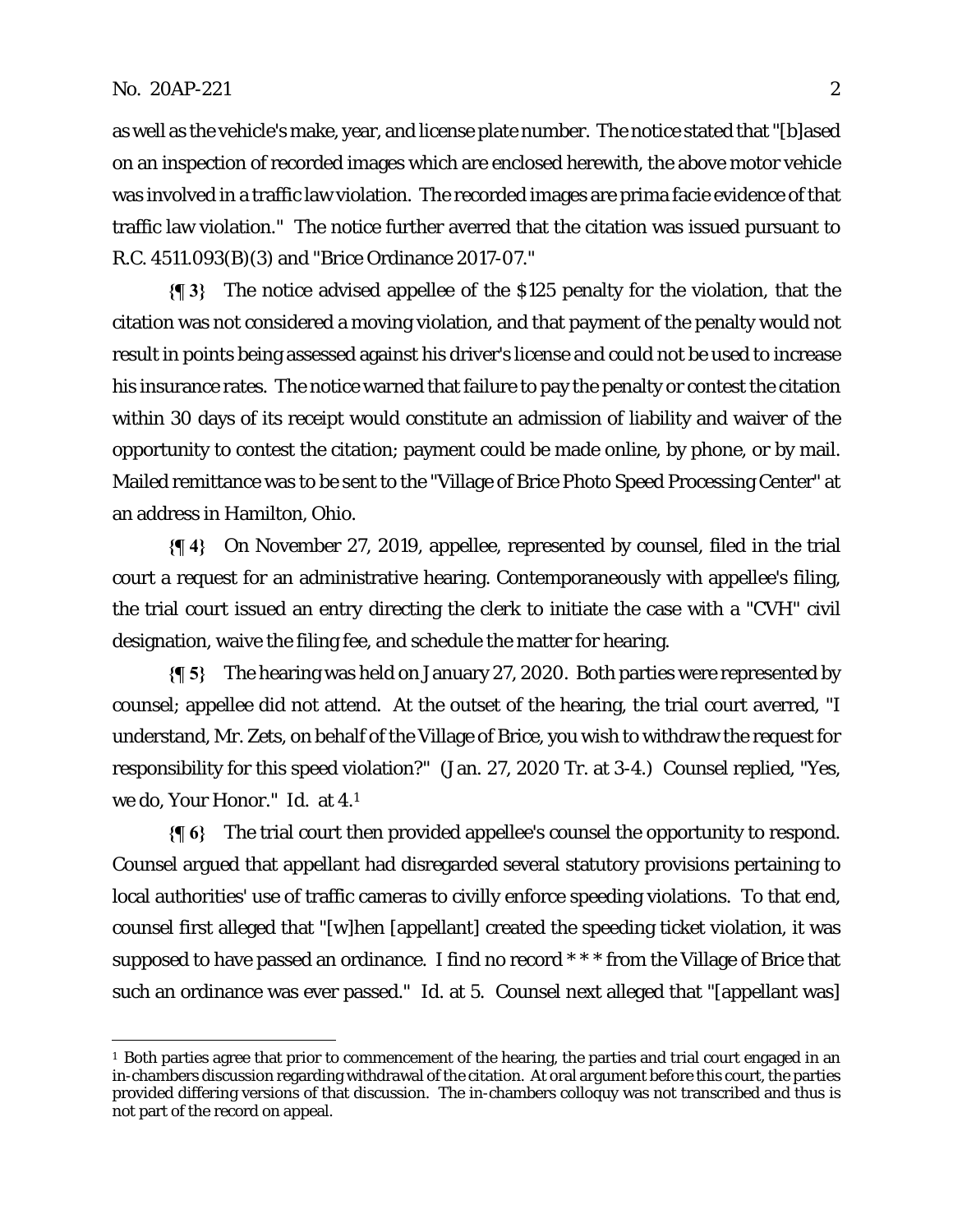as well as the vehicle's make, year, and license plate number. The notice stated that "[b]ased on an inspection of recorded images which are enclosed herewith, the above motor vehicle was involved in a traffic law violation. The recorded images are prima facie evidence of that traffic law violation." The notice further averred that the citation was issued pursuant to R.C. 4511.093(B)(3) and "Brice Ordinance 2017-07."

**{¶ 3}** The notice advised appellee of the $125 penalty for the violation, that the citation was not considered a moving violation, and that payment of the penalty would not result in points being assessed against his driver's license and could not be used to increase his insurance rates. The notice warned that failure to pay the penalty or contest the citation within 30 days of its receipt would constitute an admission of liability and waiver of the opportunity to contest the citation; payment could be made online, by phone, or by mail. Mailed remittance was to be sent to the "Village of Brice Photo Speed Processing Center" at an address in Hamilton, Ohio.

**{¶ 4}** On November 27, 2019, appellee, represented by counsel, filed in the trial court a request for an administrative hearing. Contemporaneously with appellee's filing, the trial court issued an entry directing the clerk to initiate the case with a "CVH" civil designation, waive the filing fee, and schedule the matter for hearing.

**{¶ 5}** The hearing was held on January 27, 2020. Both parties were represented by counsel; appellee did not attend. At the outset of the hearing, the trial court averred, "I understand, Mr. Zets, on behalf of the Village of Brice, you wish to withdraw the request for responsibility for this speed violation?" (Jan. 27, 2020 Tr. at 3-4.) Counsel replied, "Yes, we do, Your Honor." *Id.* at 4.[1]

**{¶ 6}** The trial court then provided appellee's counsel the opportunity to respond. Counsel argued that appellant had disregarded several statutory provisions pertaining to local authorities' use of traffic cameras to civilly enforce speeding violations. To that end, counsel first alleged that "[w]hen [appellant] created the speeding ticket violation, it was supposed to have passed an ordinance. I find no record * * * from the Village of Brice that such an ordinance was ever passed." *Id.* at 5. Counsel next alleged that "[appellant was]

---

[1] Both parties agree that prior to commencement of the hearing, the parties and trial court engaged in an in-chambers discussion regarding withdrawal of the citation. At oral argument before this court, the parties provided differing versions of that discussion. The in-chambers colloquy was not transcribed and thus is not part of the record on appeal.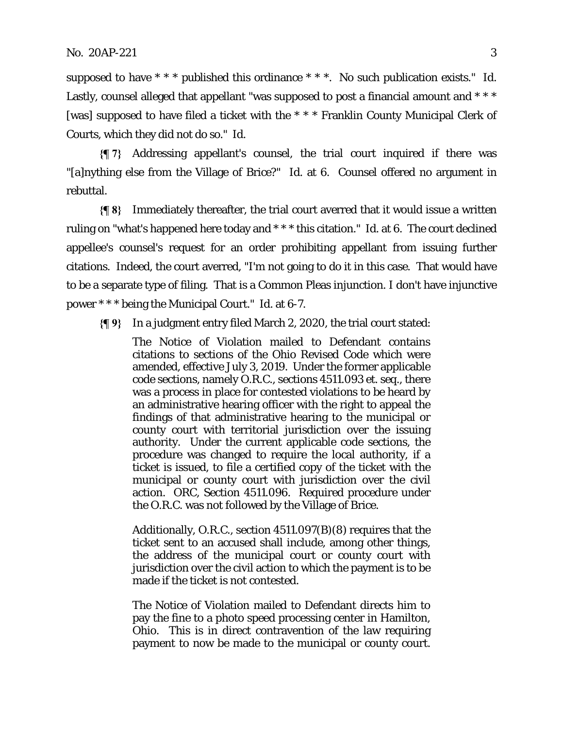supposed to have * * * published this ordinance * * *. No such publication exists." Id. Lastly, counsel alleged that appellant "was supposed to post a financial amount and * * * [was] supposed to have filed a ticket with the * * * Franklin County Municipal Clerk of Courts, which they did not do so." Id.

**{¶ 7}** Addressing appellant's counsel, the trial court inquired if there was "[a]nything else from the Village of Brice?" Id. at 6. Counsel offered no argument in rebuttal.

**{¶ 8}** Immediately thereafter, the trial court averred that it would issue a written ruling on "what's happened here today and * * * this citation." Id. at 6. The court declined appellee's counsel's request for an order prohibiting appellant from issuing further citations. Indeed, the court averred, "I'm not going to do it in this case. That would have to be a separate type of filing. That is a Common Pleas injunction. I don't have injunctive power * * * being the Municipal Court." Id. at 6-7.

**{¶ 9}** In a judgment entry filed March 2, 2020, the trial court stated:

> The Notice of Violation mailed to Defendant contains citations to sections of the Ohio Revised Code which were amended, effective July 3, 2019. Under the former applicable code sections, namely O.R.C., sections 4511.093 et. seq., there was a process in place for contested violations to be heard by an administrative hearing officer with the right to appeal the findings of that administrative hearing to the municipal or county court with territorial jurisdiction over the issuing authority. Under the current applicable code sections, the procedure was changed to require the local authority, if a ticket is issued, to file a certified copy of the ticket with the municipal or county court with jurisdiction over the civil action. ORC, Section 4511.096. Required procedure under the O.R.C. was not followed by the Village of Brice.
>
> Additionally, O.R.C., section 4511.097(B)(8) requires that the ticket sent to an accused shall include, among other things, the address of the municipal court or county court with jurisdiction over the civil action to which the payment is to be made if the ticket is not contested.
>
> The Notice of Violation mailed to Defendant directs him to pay the fine to a photo speed processing center in Hamilton, Ohio. This is in direct contravention of the law requiring payment to now be made to the municipal or county court.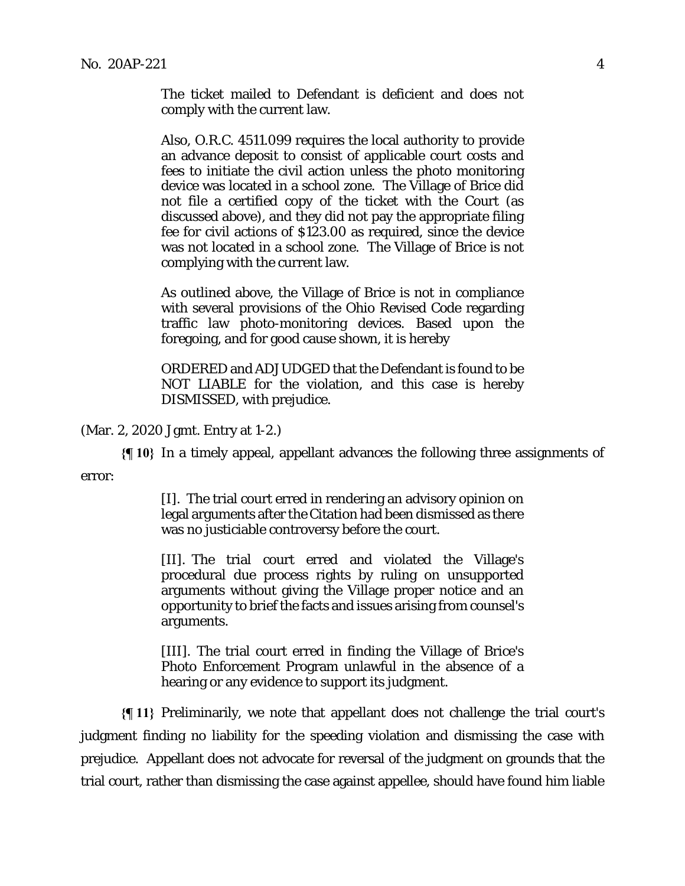> The ticket mailed to Defendant is deficient and does not comply with the current law.
>
> Also, O.R.C. 4511.099 requires the local authority to provide an advance deposit to consist of applicable court costs and fees to initiate the civil action unless the photo monitoring device was located in a school zone. The Village of Brice did not file a certified copy of the ticket with the Court (as discussed above), and they did not pay the appropriate filing fee for civil actions of $123.00 as required, since the device was not located in a school zone. The Village of Brice is not complying with the current law.
>
> As outlined above, the Village of Brice is not in compliance with several provisions of the Ohio Revised Code regarding traffic law photo-monitoring devices. Based upon the foregoing, and for good cause shown, it is hereby
>
> ORDERED and ADJUDGED that the Defendant is found to be NOT LIABLE for the violation, and this case is hereby DISMISSED, with prejudice.

(Mar. 2, 2020 Jgmt. Entry at 1-2.)

**{¶ 10}** In a timely appeal, appellant advances the following three assignments of error:

> [I]. The trial court erred in rendering an advisory opinion on legal arguments after the Citation had been dismissed as there was no justiciable controversy before the court.
>
> [II]. The trial court erred and violated the Village's procedural due process rights by ruling on unsupported arguments without giving the Village proper notice and an opportunity to brief the facts and issues arising from counsel's arguments.
>
> [III]. The trial court erred in finding the Village of Brice's Photo Enforcement Program unlawful in the absence of a hearing or any evidence to support its judgment.

**{¶ 11}** Preliminarily, we note that appellant does not challenge the trial court's judgment finding no liability for the speeding violation and dismissing the case with prejudice. Appellant does not advocate for reversal of the judgment on grounds that the trial court, rather than dismissing the case against appellee, should have found him liable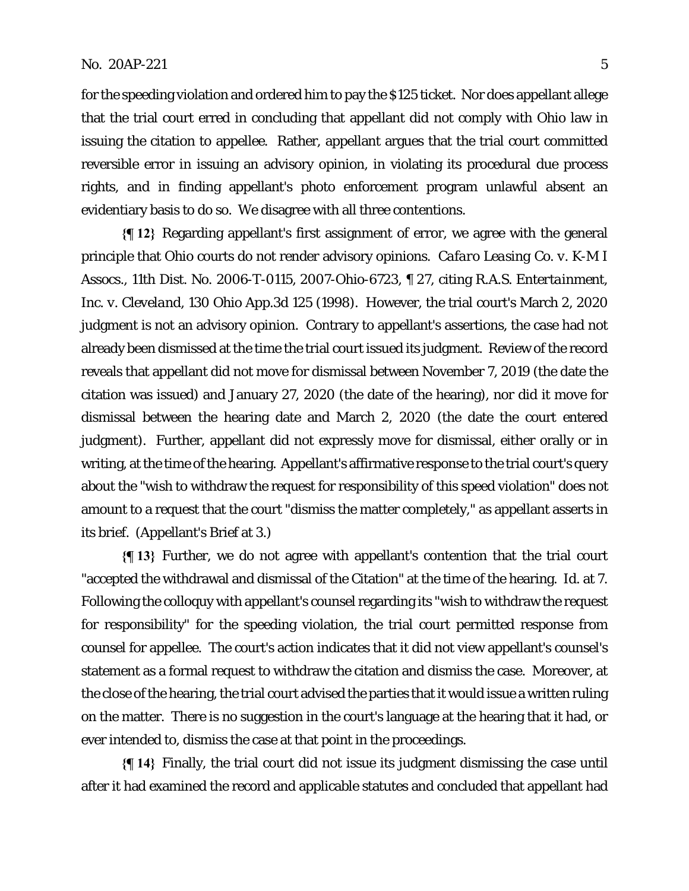for the speeding violation and ordered him to pay the $125 ticket. Nor does appellant allege that the trial court erred in concluding that appellant did not comply with Ohio law in issuing the citation to appellee. Rather, appellant argues that the trial court committed reversible error in issuing an advisory opinion, in violating its procedural due process rights, and in finding appellant's photo enforcement program unlawful absent an evidentiary basis to do so. We disagree with all three contentions.

**{¶ 12}** Regarding appellant's first assignment of error, we agree with the general principle that Ohio courts do not render advisory opinions. *Cafaro Leasing Co. v. K-M I Assocs.*, 11th Dist. No. 2006-T-0115, 2007-Ohio-6723, ¶ 27, citing *R.A.S. Entertainment, Inc. v. Cleveland*, 130 Ohio App.3d 125 (1998). However, the trial court's March 2, 2020 judgment is not an advisory opinion. Contrary to appellant's assertions, the case had not already been dismissed at the time the trial court issued its judgment. Review of the record reveals that appellant did not move for dismissal between November 7, 2019 (the date the citation was issued) and January 27, 2020 (the date of the hearing), nor did it move for dismissal between the hearing date and March 2, 2020 (the date the court entered judgment). Further, appellant did not expressly move for dismissal, either orally or in writing, at the time of the hearing. Appellant's affirmative response to the trial court's query about the "wish to withdraw the request for responsibility of this speed violation" does not amount to a request that the court "dismiss the matter completely," as appellant asserts in its brief. (Appellant's Brief at 3.)

**{¶ 13}** Further, we do not agree with appellant's contention that the trial court "accepted the withdrawal and dismissal of the Citation" at the time of the hearing. *Id.* at 7. Following the colloquy with appellant's counsel regarding its "wish to withdraw the request for responsibility" for the speeding violation, the trial court permitted response from counsel for appellee. The court's action indicates that it did not view appellant's counsel's statement as a formal request to withdraw the citation and dismiss the case. Moreover, at the close of the hearing, the trial court advised the parties that it would issue a written ruling on the matter. There is no suggestion in the court's language at the hearing that it had, or ever intended to, dismiss the case at that point in the proceedings.

**{¶ 14}** Finally, the trial court did not issue its judgment dismissing the case until after it had examined the record and applicable statutes and concluded that appellant had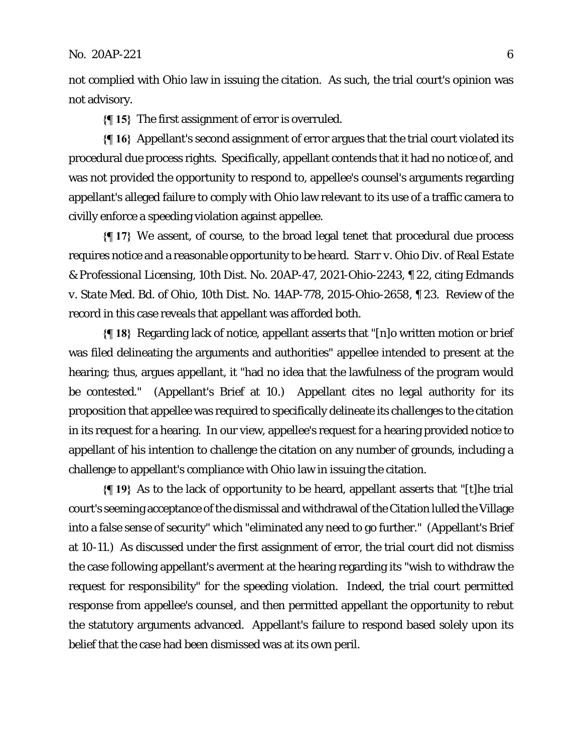not complied with Ohio law in issuing the citation. As such, the trial court's opinion was not advisory.

**{¶ 15}** The first assignment of error is overruled.

**{¶ 16}** Appellant's second assignment of error argues that the trial court violated its procedural due process rights. Specifically, appellant contends that it had no notice of, and was not provided the opportunity to respond to, appellee's counsel's arguments regarding appellant's alleged failure to comply with Ohio law relevant to its use of a traffic camera to civilly enforce a speeding violation against appellee.

**{¶ 17}** We assent, of course, to the broad legal tenet that procedural due process requires notice and a reasonable opportunity to be heard. *Starr v. Ohio Div. of Real Estate & Professional Licensing*, 10th Dist. No. 20AP-47, 2021-Ohio-2243, ¶ 22, citing *Edmands v. State Med. Bd. of Ohio*, 10th Dist. No. 14AP-778, 2015-Ohio-2658, ¶ 23. Review of the record in this case reveals that appellant was afforded both.

**{¶ 18}** Regarding lack of notice, appellant asserts that "[n]o written motion or brief was filed delineating the arguments and authorities" appellee intended to present at the hearing; thus, argues appellant, it "had no idea that the lawfulness of the program would be contested." (Appellant's Brief at 10.) Appellant cites no legal authority for its proposition that appellee was required to specifically delineate its challenges to the citation in its request for a hearing. In our view, appellee's request for a hearing provided notice to appellant of his intention to challenge the citation on any number of grounds, including a challenge to appellant's compliance with Ohio law in issuing the citation.

**{¶ 19}** As to the lack of opportunity to be heard, appellant asserts that "[t]he trial court's seeming acceptance of the dismissal and withdrawal of the Citation lulled the Village into a false sense of security" which "eliminated any need to go further." (Appellant's Brief at 10-11.) As discussed under the first assignment of error, the trial court did not dismiss the case following appellant's averment at the hearing regarding its "wish to withdraw the request for responsibility" for the speeding violation. Indeed, the trial court permitted response from appellee's counsel, and then permitted appellant the opportunity to rebut the statutory arguments advanced. Appellant's failure to respond based solely upon its belief that the case had been dismissed was at its own peril.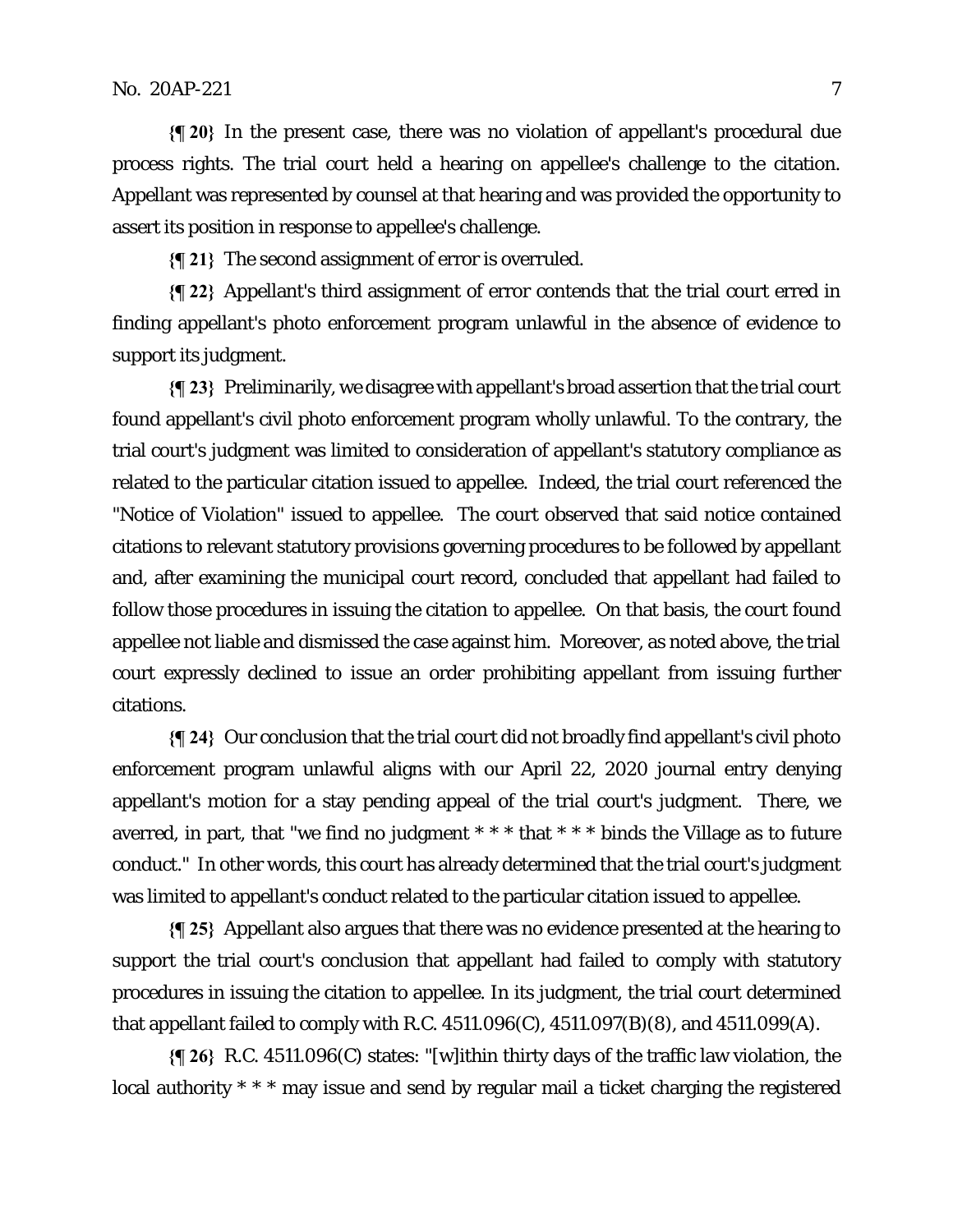**{¶ 20}** In the present case, there was no violation of appellant's procedural due process rights. The trial court held a hearing on appellee's challenge to the citation. Appellant was represented by counsel at that hearing and was provided the opportunity to assert its position in response to appellee's challenge.

**{¶ 21}** The second assignment of error is overruled.

**{¶ 22}** Appellant's third assignment of error contends that the trial court erred in finding appellant's photo enforcement program unlawful in the absence of evidence to support its judgment.

**{¶ 23}** Preliminarily, we disagree with appellant's broad assertion that the trial court found appellant's civil photo enforcement program wholly unlawful. To the contrary, the trial court's judgment was limited to consideration of appellant's statutory compliance as related to the particular citation issued to appellee. Indeed, the trial court referenced the "Notice of Violation" issued to appellee. The court observed that said notice contained citations to relevant statutory provisions governing procedures to be followed by appellant and, after examining the municipal court record, concluded that appellant had failed to follow those procedures in issuing the citation to appellee. On that basis, the court found appellee not liable and dismissed the case against him. Moreover, as noted above, the trial court expressly declined to issue an order prohibiting appellant from issuing further citations.

**{¶ 24}** Our conclusion that the trial court did not broadly find appellant's civil photo enforcement program unlawful aligns with our April 22, 2020 journal entry denying appellant's motion for a stay pending appeal of the trial court's judgment. There, we averred, in part, that "we find no judgment * * * that * * * binds the Village as to future conduct." In other words, this court has already determined that the trial court's judgment was limited to appellant's conduct related to the particular citation issued to appellee.

**{¶ 25}** Appellant also argues that there was no evidence presented at the hearing to support the trial court's conclusion that appellant had failed to comply with statutory procedures in issuing the citation to appellee. In its judgment, the trial court determined that appellant failed to comply with R.C. 4511.096(C), 4511.097(B)(8), and 4511.099(A).

**{¶ 26}** R.C. 4511.096(C) states: "[w]ithin thirty days of the traffic law violation, the local authority * * * may issue and send by regular mail a ticket charging the registered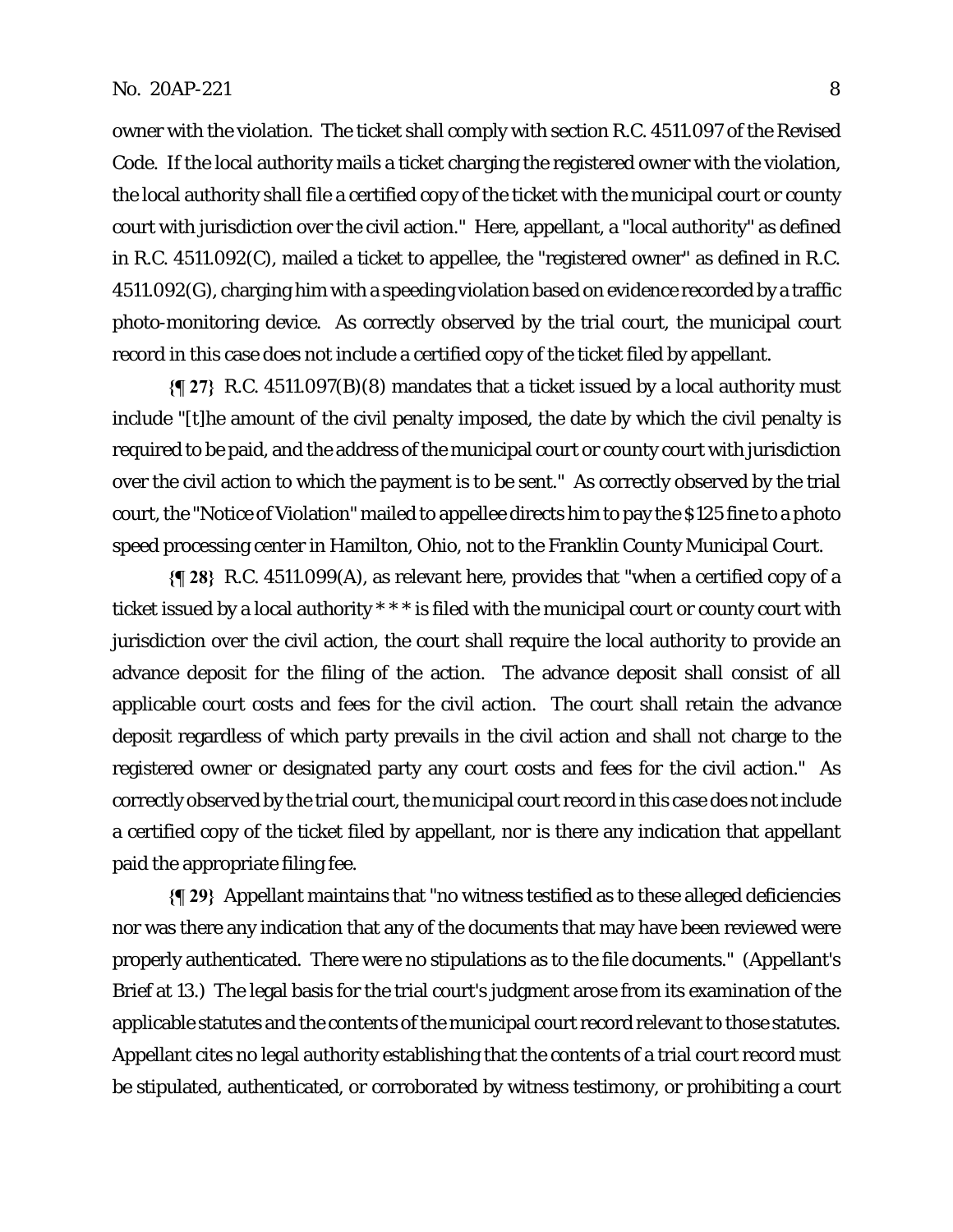owner with the violation. The ticket shall comply with section R.C. 4511.097 of the Revised Code. If the local authority mails a ticket charging the registered owner with the violation, the local authority shall file a certified copy of the ticket with the municipal court or county court with jurisdiction over the civil action." Here, appellant, a "local authority" as defined in R.C. 4511.092(C), mailed a ticket to appellee, the "registered owner" as defined in R.C. 4511.092(G), charging him with a speeding violation based on evidence recorded by a traffic photo-monitoring device. As correctly observed by the trial court, the municipal court record in this case does not include a certified copy of the ticket filed by appellant.

**{¶ 27}** R.C. 4511.097(B)(8) mandates that a ticket issued by a local authority must include "[t]he amount of the civil penalty imposed, the date by which the civil penalty is required to be paid, and the address of the municipal court or county court with jurisdiction over the civil action to which the payment is to be sent." As correctly observed by the trial court, the "Notice of Violation" mailed to appellee directs him to pay the $125 fine to a photo speed processing center in Hamilton, Ohio, not to the Franklin County Municipal Court.

**{¶ 28}** R.C. 4511.099(A), as relevant here, provides that "when a certified copy of a ticket issued by a local authority * * * is filed with the municipal court or county court with jurisdiction over the civil action, the court shall require the local authority to provide an advance deposit for the filing of the action. The advance deposit shall consist of all applicable court costs and fees for the civil action. The court shall retain the advance deposit regardless of which party prevails in the civil action and shall not charge to the registered owner or designated party any court costs and fees for the civil action." As correctly observed by the trial court, the municipal court record in this case does not include a certified copy of the ticket filed by appellant, nor is there any indication that appellant paid the appropriate filing fee.

**{¶ 29}** Appellant maintains that "no witness testified as to these alleged deficiencies nor was there any indication that any of the documents that may have been reviewed were properly authenticated. There were no stipulations as to the file documents." (Appellant's Brief at 13.) The legal basis for the trial court's judgment arose from its examination of the applicable statutes and the contents of the municipal court record relevant to those statutes. Appellant cites no legal authority establishing that the contents of a trial court record must be stipulated, authenticated, or corroborated by witness testimony, or prohibiting a court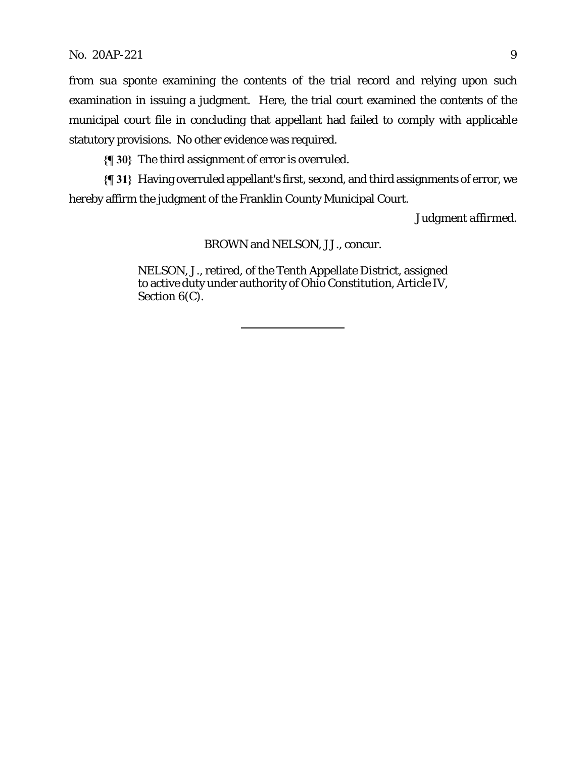from sua sponte examining the contents of the trial record and relying upon such examination in issuing a judgment. Here, the trial court examined the contents of the municipal court file in concluding that appellant had failed to comply with applicable statutory provisions. No other evidence was required.

**{¶ 30}** The third assignment of error is overruled.

**{¶ 31}** Having overruled appellant's first, second, and third assignments of error, we hereby affirm the judgment of the Franklin County Municipal Court.

*Judgment affirmed.*

BROWN and NELSON, JJ., concur.

NELSON, J., retired, of the Tenth Appellate District, assigned to active duty under authority of Ohio Constitution, Article IV, Section 6(C).